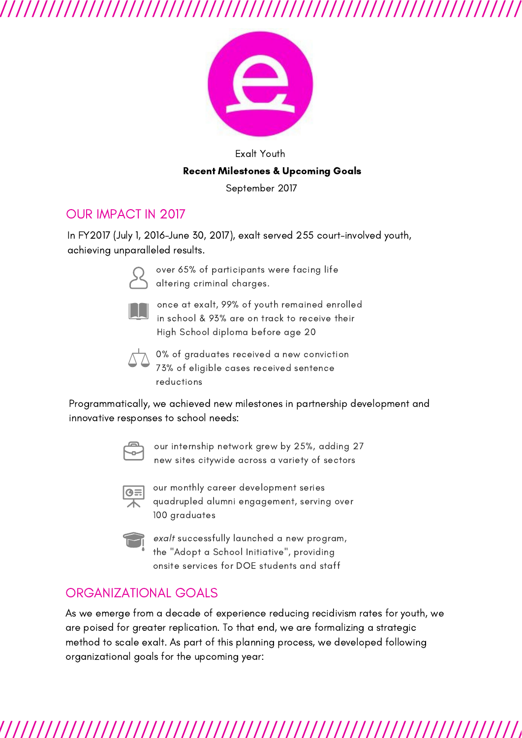Exalt Youth

**Recent Milestones & Upcoming Goals**

September 2017

## OUR IMPACT IN 2017

In FY2017 (July 1, 2016-June 30, 2017), exalt served 255 court-involved youth, achieving unparalleled results.

- over 65% of participants were facing life altering criminal charges.
- once at exalt, 99% of youth remained enrolled in school & 93% are on track to receive their High School diploma before age 20
- 0% of graduates received a new conviction
  73% of eligible cases received sentence reductions

Programmatically, we achieved new milestones in partnership development and innovative responses to school needs:

- our internship network grew by 25%, adding 27 new sites citywide across a variety of sectors
- our monthly career development series quadrupled alumni engagement, serving over 100 graduates
- *exalt* successfully launched a new program, the "Adopt a School Initiative", providing onsite services for DOE students and staff

## ORGANIZATIONAL GOALS

As we emerge from a decade of experience reducing recidivism rates for youth, we are poised for greater replication. To that end, we are formalizing a strategic method to scale exalt. As part of this planning process, we developed following organizational goals for the upcoming year: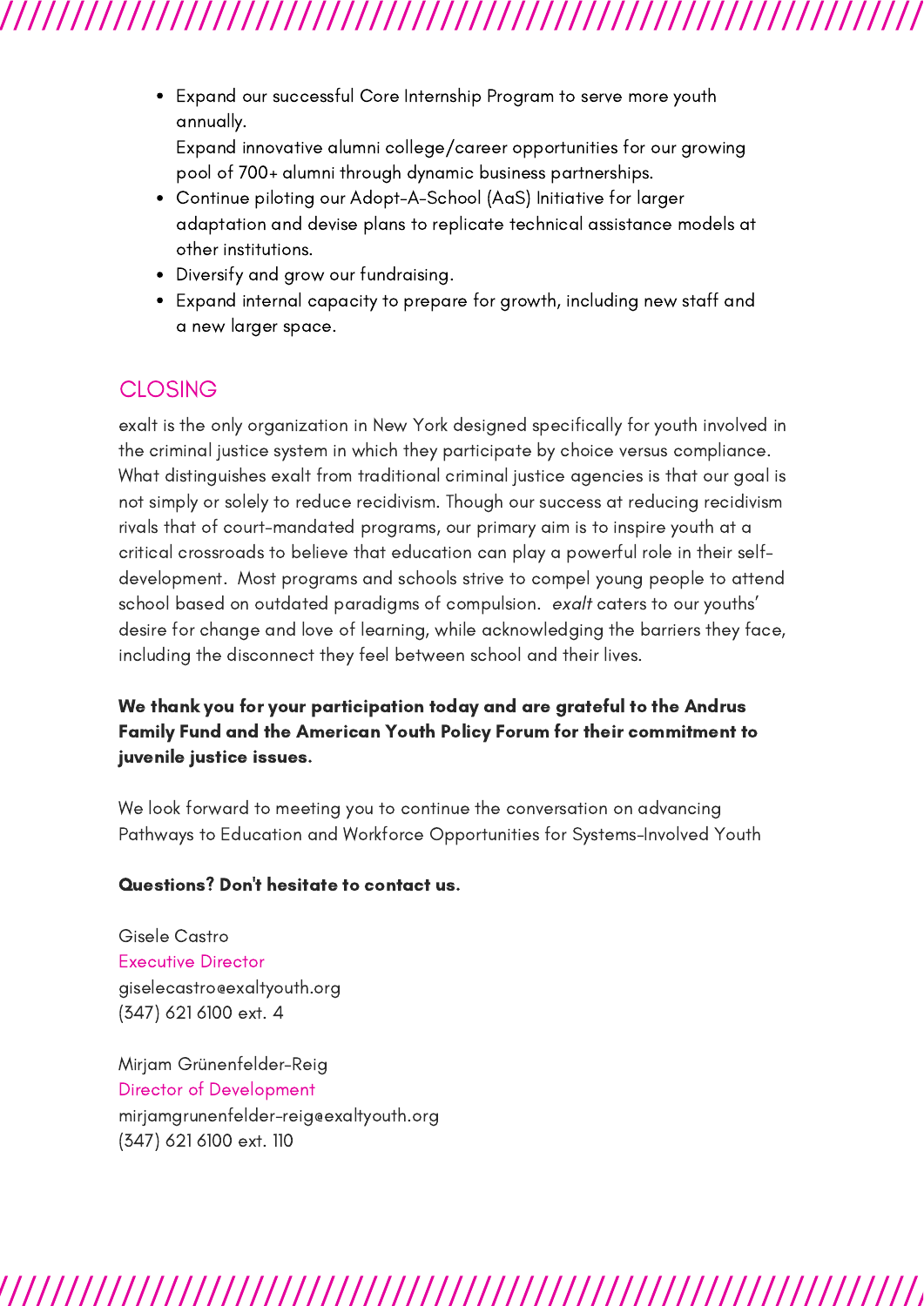- Expand our successful Core Internship Program to serve more youth annually.
  Expand innovative alumni college/career opportunities for our growing pool of 700+ alumni through dynamic business partnerships.
- Continue piloting our Adopt-A-School (AaS) Initiative for larger adaptation and devise plans to replicate technical assistance models at other institutions.
- Diversify and grow our fundraising.
- Expand internal capacity to prepare for growth, including new staff and a new larger space.

## CLOSING

exalt is the only organization in New York designed specifically for youth involved in the criminal justice system in which they participate by choice versus compliance. What distinguishes exalt from traditional criminal justice agencies is that our goal is not simply or solely to reduce recidivism. Though our success at reducing recidivism rivals that of court-mandated programs, our primary aim is to inspire youth at a critical crossroads to believe that education can play a powerful role in their self-development. Most programs and schools strive to compel young people to attend school based on outdated paradigms of compulsion. *exalt* caters to our youths' desire for change and love of learning, while acknowledging the barriers they face, including the disconnect they feel between school and their lives.

**We thank you for your participation today and are grateful to the Andrus Family Fund and the American Youth Policy Forum for their commitment to juvenile justice issues.**

We look forward to meeting you to continue the conversation on advancing Pathways to Education and Workforce Opportunities for Systems-Involved Youth

**Questions? Don't hesitate to contact us.**

Gisele Castro
Executive Director
giselecastro@exaltyouth.org
(347) 621 6100 ext. 4

Mirjam Grünenfelder-Reig
Director of Development
mirjamgrunenfelder-reig@exaltyouth.org
(347) 621 6100 ext. 110